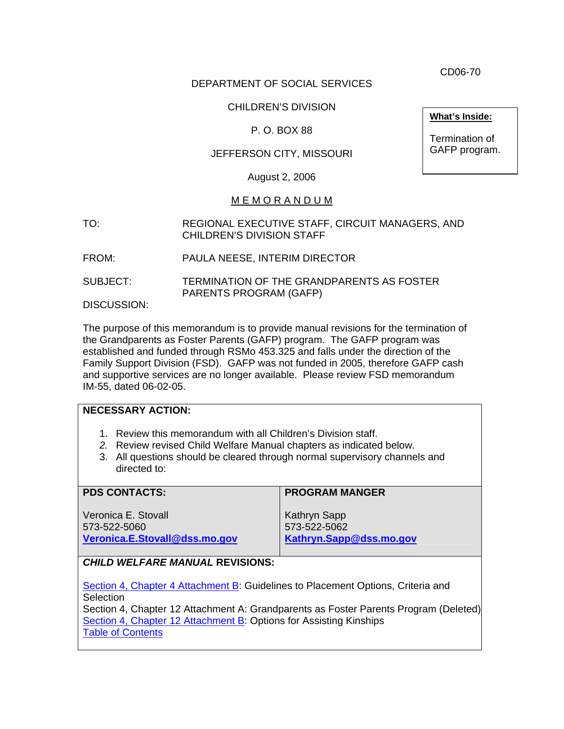CD06-70

DEPARTMENT OF SOCIAL SERVICES

CHILDREN'S DIVISION

P. O. BOX 88

JEFFERSON CITY, MISSOURI

August 2, 2006

**What's Inside:**

Termination of GAFP program.

# MEMORANDUM

TO: REGIONAL EXECUTIVE STAFF, CIRCUIT MANAGERS, AND CHILDREN'S DIVISION STAFF

FROM: PAULA NEESE, INTERIM DIRECTOR

SUBJECT: TERMINATION OF THE GRANDPARENTS AS FOSTER PARENTS PROGRAM (GAFP)

DISCUSSION:

The purpose of this memorandum is to provide manual revisions for the termination of the Grandparents as Foster Parents (GAFP) program. The GAFP program was established and funded through RSMo 453.325 and falls under the direction of the Family Support Division (FSD). GAFP was not funded in 2005, therefore GAFP cash and supportive services are no longer available. Please review FSD memorandum IM-55, dated 06-02-05.

**NECESSARY ACTION:**

1. Review this memorandum with all Children's Division staff.
2. Review revised Child Welfare Manual chapters as indicated below.
3. All questions should be cleared through normal supervisory channels and directed to:

| PDS CONTACTS: | PROGRAM MANGER |
| --- | --- |
| Veronica E. Stovall<br>573-522-5060<br>**Veronica.E.Stovall@dss.mo.gov** | Kathryn Sapp<br>573-522-5062<br>**Kathryn.Sapp@dss.mo.gov** |

***CHILD WELFARE MANUAL* REVISIONS:**

Section 4, Chapter 4 Attachment B: Guidelines to Placement Options, Criteria and Selection
Section 4, Chapter 12 Attachment A: Grandparents as Foster Parents Program (Deleted)
Section 4, Chapter 12 Attachment B: Options for Assisting Kinships
Table of Contents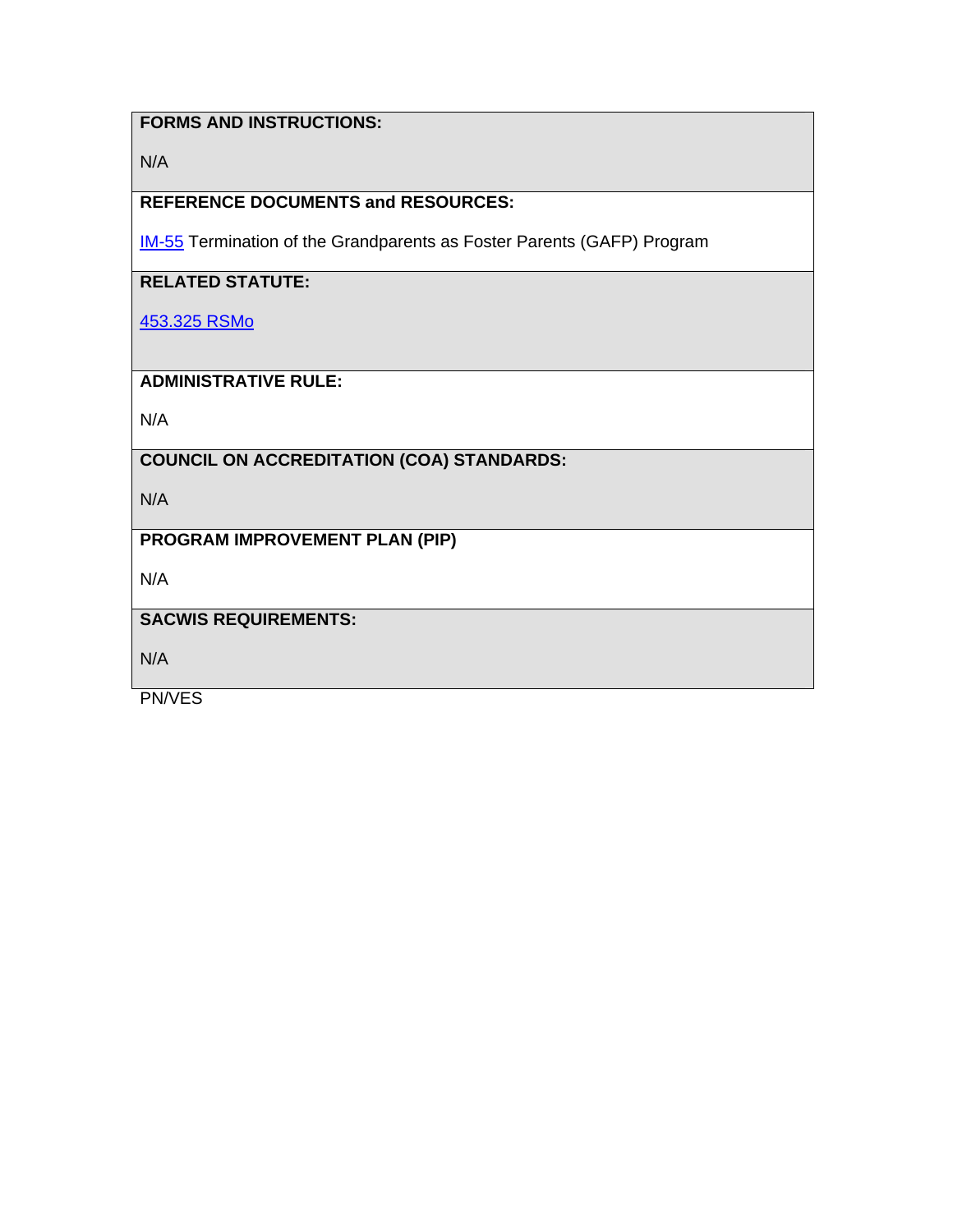**FORMS AND INSTRUCTIONS:**

N/A

**REFERENCE DOCUMENTS and RESOURCES:**

IM-55 Termination of the Grandparents as Foster Parents (GAFP) Program

**RELATED STATUTE:**

453.325 RSMo

**ADMINISTRATIVE RULE:**

N/A

**COUNCIL ON ACCREDITATION (COA) STANDARDS:**

N/A

**PROGRAM IMPROVEMENT PLAN (PIP)**

N/A

**SACWIS REQUIREMENTS:**

N/A

PN/VES